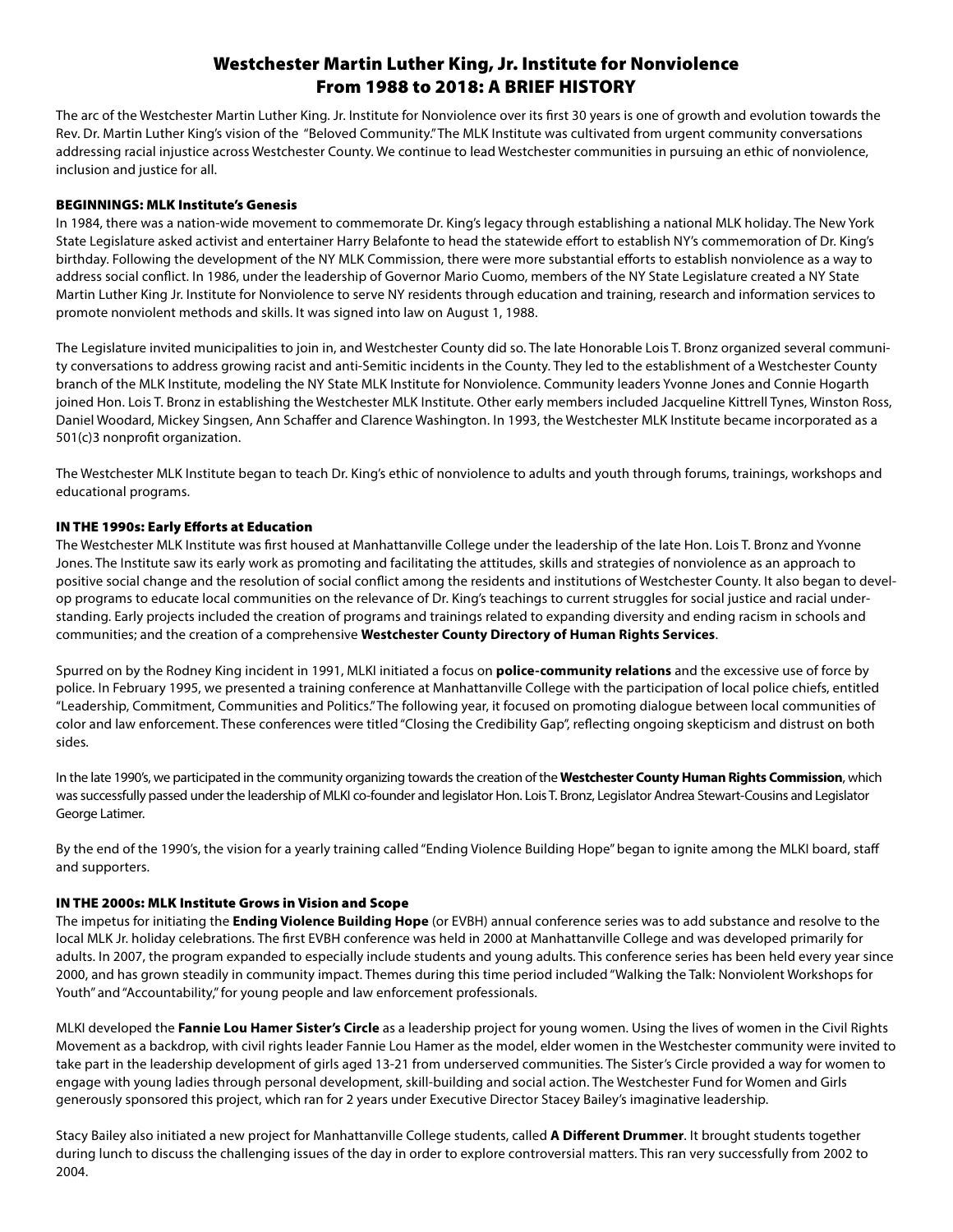# Westchester Martin Luther King, Jr. Institute for Nonviolence
# From 1988 to 2018: A BRIEF HISTORY

The arc of the Westchester Martin Luther King. Jr. Institute for Nonviolence over its first 30 years is one of growth and evolution towards the Rev. Dr. Martin Luther King's vision of the "Beloved Community." The MLK Institute was cultivated from urgent community conversations addressing racial injustice across Westchester County. We continue to lead Westchester communities in pursuing an ethic of nonviolence, inclusion and justice for all.

## BEGINNINGS: MLK Institute's Genesis

In 1984, there was a nation-wide movement to commemorate Dr. King's legacy through establishing a national MLK holiday. The New York State Legislature asked activist and entertainer Harry Belafonte to head the statewide effort to establish NY's commemoration of Dr. King's birthday. Following the development of the NY MLK Commission, there were more substantial efforts to establish nonviolence as a way to address social conflict. In 1986, under the leadership of Governor Mario Cuomo, members of the NY State Legislature created a NY State Martin Luther King Jr. Institute for Nonviolence to serve NY residents through education and training, research and information services to promote nonviolent methods and skills. It was signed into law on August 1, 1988.

The Legislature invited municipalities to join in, and Westchester County did so. The late Honorable Lois T. Bronz organized several community conversations to address growing racist and anti-Semitic incidents in the County. They led to the establishment of a Westchester County branch of the MLK Institute, modeling the NY State MLK Institute for Nonviolence. Community leaders Yvonne Jones and Connie Hogarth joined Hon. Lois T. Bronz in establishing the Westchester MLK Institute. Other early members included Jacqueline Kittrell Tynes, Winston Ross, Daniel Woodard, Mickey Singsen, Ann Schaffer and Clarence Washington. In 1993, the Westchester MLK Institute became incorporated as a 501(c)3 nonprofit organization.

The Westchester MLK Institute began to teach Dr. King's ethic of nonviolence to adults and youth through forums, trainings, workshops and educational programs.

## IN THE 1990s: Early Efforts at Education

The Westchester MLK Institute was first housed at Manhattanville College under the leadership of the late Hon. Lois T. Bronz and Yvonne Jones. The Institute saw its early work as promoting and facilitating the attitudes, skills and strategies of nonviolence as an approach to positive social change and the resolution of social conflict among the residents and institutions of Westchester County. It also began to develop programs to educate local communities on the relevance of Dr. King's teachings to current struggles for social justice and racial understanding. Early projects included the creation of programs and trainings related to expanding diversity and ending racism in schools and communities; and the creation of a comprehensive **Westchester County Directory of Human Rights Services**.

Spurred on by the Rodney King incident in 1991, MLKI initiated a focus on **police-community relations** and the excessive use of force by police. In February 1995, we presented a training conference at Manhattanville College with the participation of local police chiefs, entitled "Leadership, Commitment, Communities and Politics." The following year, it focused on promoting dialogue between local communities of color and law enforcement. These conferences were titled "Closing the Credibility Gap", reflecting ongoing skepticism and distrust on both sides.

In the late 1990's, we participated in the community organizing towards the creation of the **Westchester County Human Rights Commission**, which was successfully passed under the leadership of MLKI co-founder and legislator Hon. Lois T. Bronz, Legislator Andrea Stewart-Cousins and Legislator George Latimer.

By the end of the 1990's, the vision for a yearly training called "Ending Violence Building Hope" began to ignite among the MLKI board, staff and supporters.

## IN THE 2000s: MLK Institute Grows in Vision and Scope

The impetus for initiating the **Ending Violence Building Hope** (or EVBH) annual conference series was to add substance and resolve to the local MLK Jr. holiday celebrations. The first EVBH conference was held in 2000 at Manhattanville College and was developed primarily for adults. In 2007, the program expanded to especially include students and young adults. This conference series has been held every year since 2000, and has grown steadily in community impact. Themes during this time period included "Walking the Talk: Nonviolent Workshops for Youth" and "Accountability," for young people and law enforcement professionals.

MLKI developed the **Fannie Lou Hamer Sister's Circle** as a leadership project for young women. Using the lives of women in the Civil Rights Movement as a backdrop, with civil rights leader Fannie Lou Hamer as the model, elder women in the Westchester community were invited to take part in the leadership development of girls aged 13-21 from underserved communities. The Sister's Circle provided a way for women to engage with young ladies through personal development, skill-building and social action. The Westchester Fund for Women and Girls generously sponsored this project, which ran for 2 years under Executive Director Stacey Bailey's imaginative leadership.

Stacy Bailey also initiated a new project for Manhattanville College students, called **A Different Drummer**. It brought students together during lunch to discuss the challenging issues of the day in order to explore controversial matters. This ran very successfully from 2002 to 2004.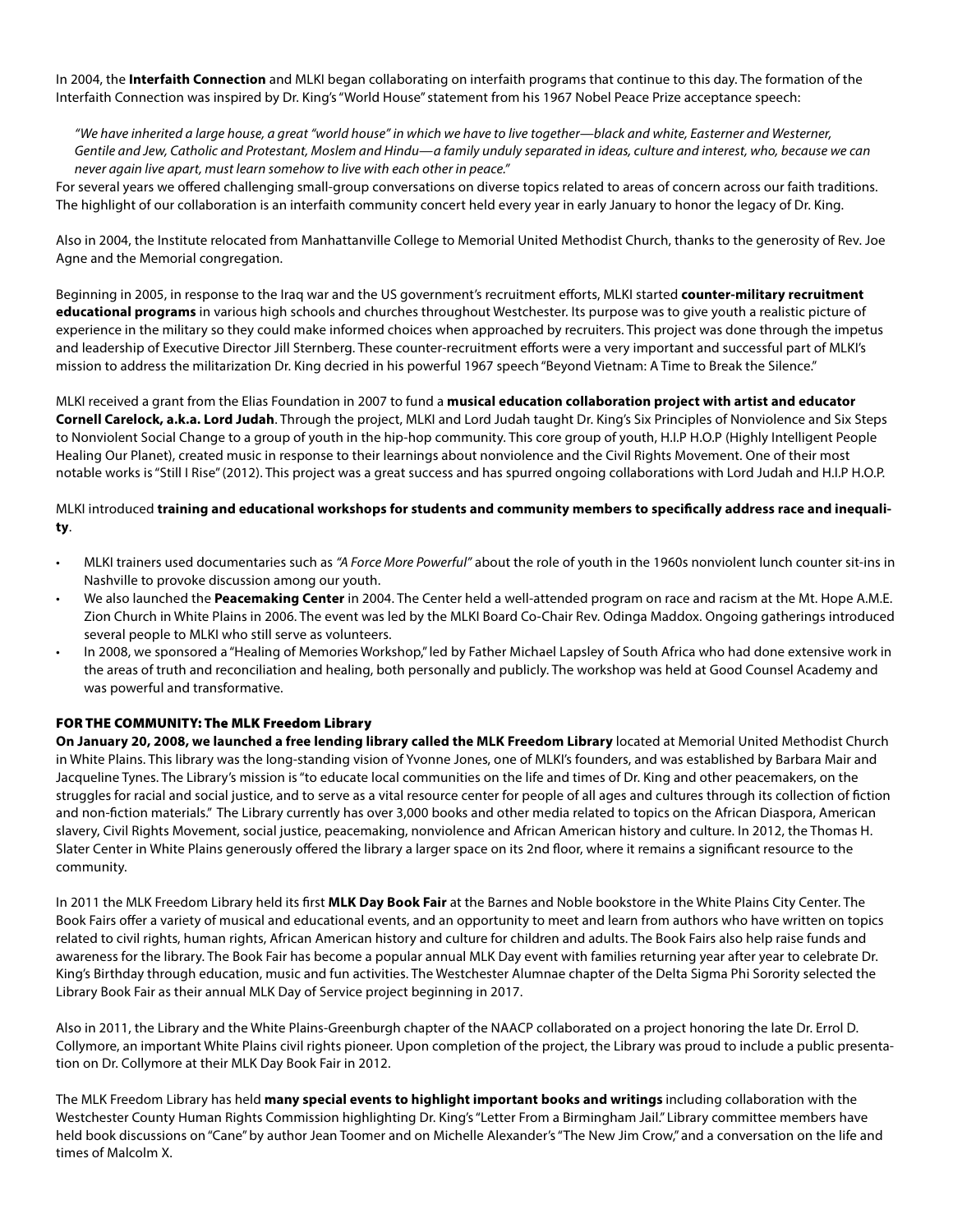In 2004, the **Interfaith Connection** and MLKI began collaborating on interfaith programs that continue to this day. The formation of the Interfaith Connection was inspired by Dr. King's "World House" statement from his 1967 Nobel Peace Prize acceptance speech:

> *"We have inherited a large house, a great "world house" in which we have to live together—black and white, Easterner and Westerner, Gentile and Jew, Catholic and Protestant, Moslem and Hindu—a family unduly separated in ideas, culture and interest, who, because we can never again live apart, must learn somehow to live with each other in peace."*

For several years we offered challenging small-group conversations on diverse topics related to areas of concern across our faith traditions. The highlight of our collaboration is an interfaith community concert held every year in early January to honor the legacy of Dr. King.

Also in 2004, the Institute relocated from Manhattanville College to Memorial United Methodist Church, thanks to the generosity of Rev. Joe Agne and the Memorial congregation.

Beginning in 2005, in response to the Iraq war and the US government's recruitment efforts, MLKI started **counter-military recruitment educational programs** in various high schools and churches throughout Westchester. Its purpose was to give youth a realistic picture of experience in the military so they could make informed choices when approached by recruiters. This project was done through the impetus and leadership of Executive Director Jill Sternberg. These counter-recruitment efforts were a very important and successful part of MLKI's mission to address the militarization Dr. King decried in his powerful 1967 speech "Beyond Vietnam: A Time to Break the Silence."

MLKI received a grant from the Elias Foundation in 2007 to fund a **musical education collaboration project with artist and educator Cornell Carelock, a.k.a. Lord Judah**. Through the project, MLKI and Lord Judah taught Dr. King's Six Principles of Nonviolence and Six Steps to Nonviolent Social Change to a group of youth in the hip-hop community. This core group of youth, H.I.P H.O.P (Highly Intelligent People Healing Our Planet), created music in response to their learnings about nonviolence and the Civil Rights Movement. One of their most notable works is "Still I Rise" (2012). This project was a great success and has spurred ongoing collaborations with Lord Judah and H.I.P H.O.P.

MLKI introduced **training and educational workshops for students and community members to specifically address race and inequality**.

- MLKI trainers used documentaries such as *"A Force More Powerful"* about the role of youth in the 1960s nonviolent lunch counter sit-ins in Nashville to provoke discussion among our youth.
- We also launched the **Peacemaking Center** in 2004. The Center held a well-attended program on race and racism at the Mt. Hope A.M.E. Zion Church in White Plains in 2006. The event was led by the MLKI Board Co-Chair Rev. Odinga Maddox. Ongoing gatherings introduced several people to MLKI who still serve as volunteers.
- In 2008, we sponsored a "Healing of Memories Workshop," led by Father Michael Lapsley of South Africa who had done extensive work in the areas of truth and reconciliation and healing, both personally and publicly. The workshop was held at Good Counsel Academy and was powerful and transformative.

### FOR THE COMMUNITY: The MLK Freedom Library

**On January 20, 2008, we launched a free lending library called the MLK Freedom Library** located at Memorial United Methodist Church in White Plains. This library was the long-standing vision of Yvonne Jones, one of MLKI's founders, and was established by Barbara Mair and Jacqueline Tynes. The Library's mission is "to educate local communities on the life and times of Dr. King and other peacemakers, on the struggles for racial and social justice, and to serve as a vital resource center for people of all ages and cultures through its collection of fiction and non-fiction materials." The Library currently has over 3,000 books and other media related to topics on the African Diaspora, American slavery, Civil Rights Movement, social justice, peacemaking, nonviolence and African American history and culture. In 2012, the Thomas H. Slater Center in White Plains generously offered the library a larger space on its 2nd floor, where it remains a significant resource to the community.

In 2011 the MLK Freedom Library held its first **MLK Day Book Fair** at the Barnes and Noble bookstore in the White Plains City Center. The Book Fairs offer a variety of musical and educational events, and an opportunity to meet and learn from authors who have written on topics related to civil rights, human rights, African American history and culture for children and adults. The Book Fairs also help raise funds and awareness for the library. The Book Fair has become a popular annual MLK Day event with families returning year after year to celebrate Dr. King's Birthday through education, music and fun activities. The Westchester Alumnae chapter of the Delta Sigma Phi Sorority selected the Library Book Fair as their annual MLK Day of Service project beginning in 2017.

Also in 2011, the Library and the White Plains-Greenburgh chapter of the NAACP collaborated on a project honoring the late Dr. Errol D. Collymore, an important White Plains civil rights pioneer. Upon completion of the project, the Library was proud to include a public presentation on Dr. Collymore at their MLK Day Book Fair in 2012.

The MLK Freedom Library has held **many special events to highlight important books and writings** including collaboration with the Westchester County Human Rights Commission highlighting Dr. King's "Letter From a Birmingham Jail." Library committee members have held book discussions on "Cane" by author Jean Toomer and on Michelle Alexander's "The New Jim Crow," and a conversation on the life and times of Malcolm X.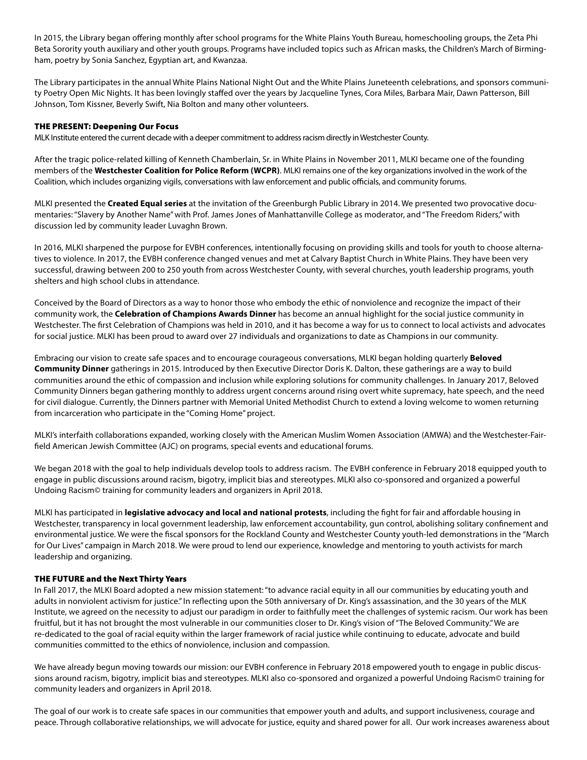In 2015, the Library began offering monthly after school programs for the White Plains Youth Bureau, homeschooling groups, the Zeta Phi Beta Sorority youth auxiliary and other youth groups. Programs have included topics such as African masks, the Children's March of Birmingham, poetry by Sonia Sanchez, Egyptian art, and Kwanzaa.

The Library participates in the annual White Plains National Night Out and the White Plains Juneteenth celebrations, and sponsors community Poetry Open Mic Nights. It has been lovingly staffed over the years by Jacqueline Tynes, Cora Miles, Barbara Mair, Dawn Patterson, Bill Johnson, Tom Kissner, Beverly Swift, Nia Bolton and many other volunteers.

## THE PRESENT: Deepening Our Focus

MLK Institute entered the current decade with a deeper commitment to address racism directly in Westchester County.

After the tragic police-related killing of Kenneth Chamberlain, Sr. in White Plains in November 2011, MLKI became one of the founding members of the **Westchester Coalition for Police Reform (WCPR)**. MLKI remains one of the key organizations involved in the work of the Coalition, which includes organizing vigils, conversations with law enforcement and public officials, and community forums.

MLKI presented the **Created Equal series** at the invitation of the Greenburgh Public Library in 2014. We presented two provocative documentaries: "Slavery by Another Name" with Prof. James Jones of Manhattanville College as moderator, and "The Freedom Riders," with discussion led by community leader Luvaghn Brown.

In 2016, MLKI sharpened the purpose for EVBH conferences, intentionally focusing on providing skills and tools for youth to choose alternatives to violence. In 2017, the EVBH conference changed venues and met at Calvary Baptist Church in White Plains. They have been very successful, drawing between 200 to 250 youth from across Westchester County, with several churches, youth leadership programs, youth shelters and high school clubs in attendance.

Conceived by the Board of Directors as a way to honor those who embody the ethic of nonviolence and recognize the impact of their community work, the **Celebration of Champions Awards Dinner** has become an annual highlight for the social justice community in Westchester. The first Celebration of Champions was held in 2010, and it has become a way for us to connect to local activists and advocates for social justice. MLKI has been proud to award over 27 individuals and organizations to date as Champions in our community.

Embracing our vision to create safe spaces and to encourage courageous conversations, MLKI began holding quarterly **Beloved Community Dinner** gatherings in 2015. Introduced by then Executive Director Doris K. Dalton, these gatherings are a way to build communities around the ethic of compassion and inclusion while exploring solutions for community challenges. In January 2017, Beloved Community Dinners began gathering monthly to address urgent concerns around rising overt white supremacy, hate speech, and the need for civil dialogue. Currently, the Dinners partner with Memorial United Methodist Church to extend a loving welcome to women returning from incarceration who participate in the "Coming Home" project.

MLKI's interfaith collaborations expanded, working closely with the American Muslim Women Association (AMWA) and the Westchester-Fairfield American Jewish Committee (AJC) on programs, special events and educational forums.

We began 2018 with the goal to help individuals develop tools to address racism. The EVBH conference in February 2018 equipped youth to engage in public discussions around racism, bigotry, implicit bias and stereotypes. MLKI also co-sponsored and organized a powerful Undoing Racism© training for community leaders and organizers in April 2018.

MLKI has participated in **legislative advocacy and local and national protests**, including the fight for fair and affordable housing in Westchester, transparency in local government leadership, law enforcement accountability, gun control, abolishing solitary confinement and environmental justice. We were the fiscal sponsors for the Rockland County and Westchester County youth-led demonstrations in the "March for Our Lives" campaign in March 2018. We were proud to lend our experience, knowledge and mentoring to youth activists for march leadership and organizing.

## THE FUTURE and the Next Thirty Years

In Fall 2017, the MLKI Board adopted a new mission statement: "to advance racial equity in all our communities by educating youth and adults in nonviolent activism for justice." In reflecting upon the 50th anniversary of Dr. King's assassination, and the 30 years of the MLK Institute, we agreed on the necessity to adjust our paradigm in order to faithfully meet the challenges of systemic racism. Our work has been fruitful, but it has not brought the most vulnerable in our communities closer to Dr. King's vision of "The Beloved Community." We are re-dedicated to the goal of racial equity within the larger framework of racial justice while continuing to educate, advocate and build communities committed to the ethics of nonviolence, inclusion and compassion.

We have already begun moving towards our mission: our EVBH conference in February 2018 empowered youth to engage in public discussions around racism, bigotry, implicit bias and stereotypes. MLKI also co-sponsored and organized a powerful Undoing Racism© training for community leaders and organizers in April 2018.

The goal of our work is to create safe spaces in our communities that empower youth and adults, and support inclusiveness, courage and peace. Through collaborative relationships, we will advocate for justice, equity and shared power for all. Our work increases awareness about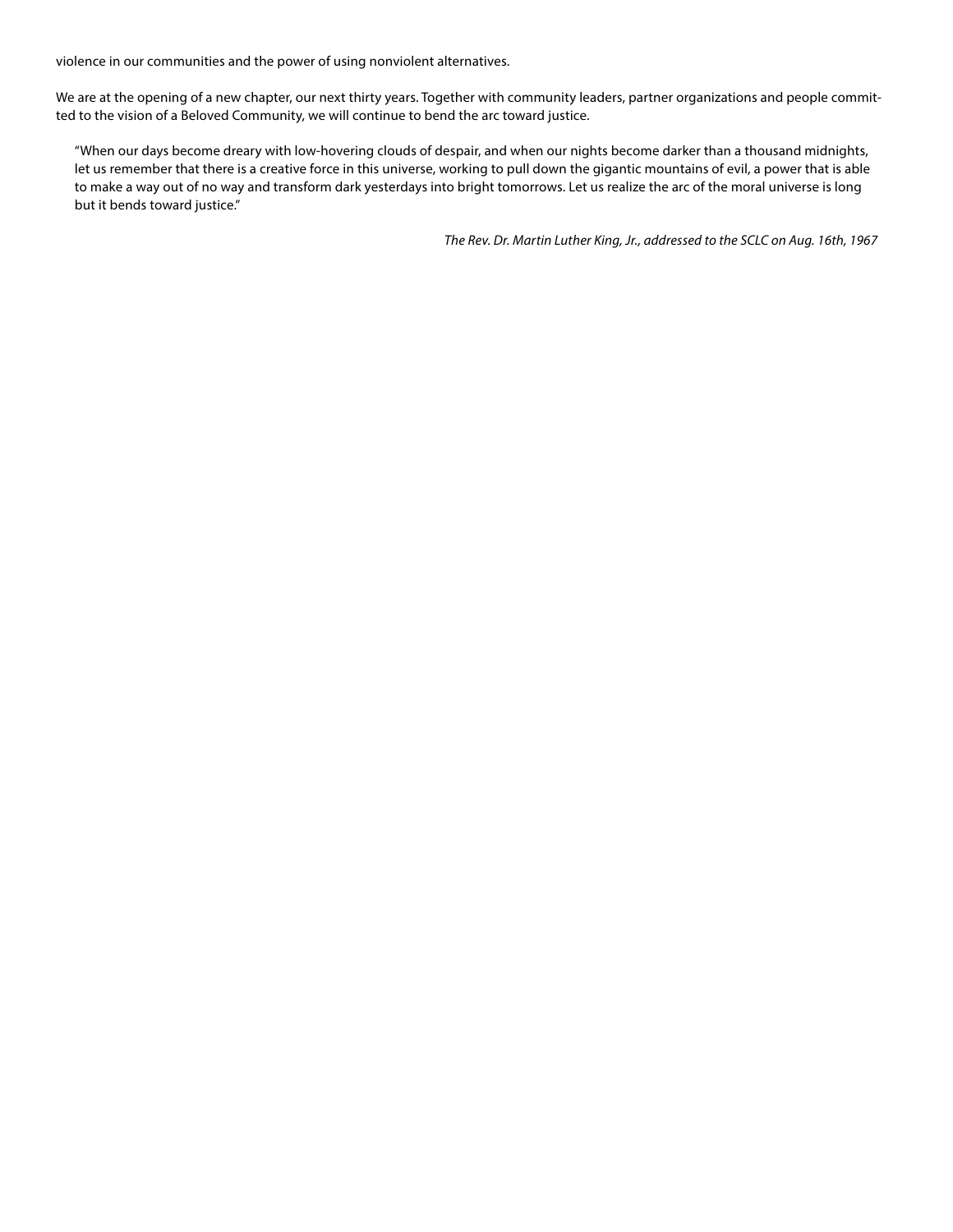violence in our communities and the power of using nonviolent alternatives.

We are at the opening of a new chapter, our next thirty years. Together with community leaders, partner organizations and people committed to the vision of a Beloved Community, we will continue to bend the arc toward justice.

> "When our days become dreary with low-hovering clouds of despair, and when our nights become darker than a thousand midnights, let us remember that there is a creative force in this universe, working to pull down the gigantic mountains of evil, a power that is able to make a way out of no way and transform dark yesterdays into bright tomorrows. Let us realize the arc of the moral universe is long but it bends toward justice."
>
> *The Rev. Dr. Martin Luther King, Jr., addressed to the SCLC on Aug. 16th, 1967*